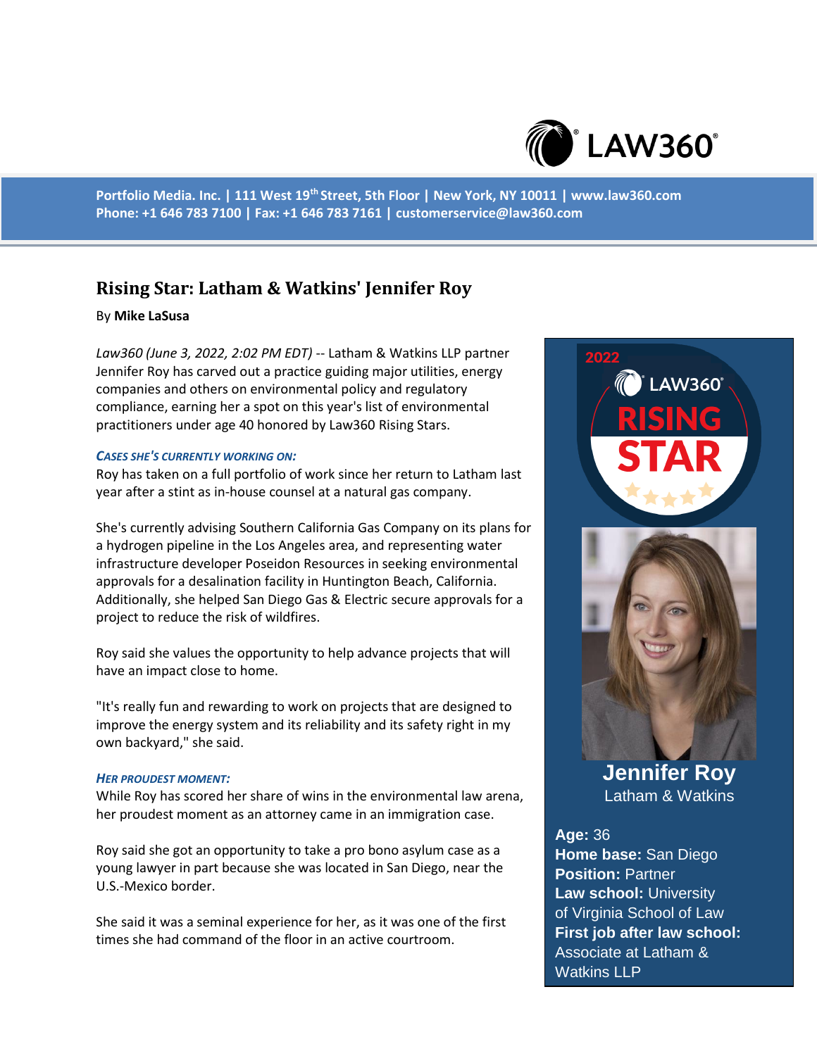Portfolio Media. Inc. | 111 West 19th Street, 5th Floor | New York, NY 10011 | www.law360.com
Phone: +1 646 783 7100 | Fax: +1 646 783 7161 | customerservice@law360.com

# Rising Star: Latham & Watkins' Jennifer Roy

By **Mike LaSusa**

*Law360 (June 3, 2022, 2:02 PM EDT)* -- Latham & Watkins LLP partner Jennifer Roy has carved out a practice guiding major utilities, energy companies and others on environmental policy and regulatory compliance, earning her a spot on this year's list of environmental practitioners under age 40 honored by Law360 Rising Stars.

**Jennifer Roy**
Latham & Watkins

**Age:** 36
**Home base:** San Diego
**Position:** Partner
**Law school:** University of Virginia School of Law
**First job after law school:** Associate at Latham & Watkins LLP

### *CASES SHE'S CURRENTLY WORKING ON:*

Roy has taken on a full portfolio of work since her return to Latham last year after a stint as in-house counsel at a natural gas company.

She's currently advising Southern California Gas Company on its plans for a hydrogen pipeline in the Los Angeles area, and representing water infrastructure developer Poseidon Resources in seeking environmental approvals for a desalination facility in Huntington Beach, California. Additionally, she helped San Diego Gas & Electric secure approvals for a project to reduce the risk of wildfires.

Roy said she values the opportunity to help advance projects that will have an impact close to home.

"It's really fun and rewarding to work on projects that are designed to improve the energy system and its reliability and its safety right in my own backyard," she said.

### *HER PROUDEST MOMENT:*

While Roy has scored her share of wins in the environmental law arena, her proudest moment as an attorney came in an immigration case.

Roy said she got an opportunity to take a pro bono asylum case as a young lawyer in part because she was located in San Diego, near the U.S.-Mexico border.

She said it was a seminal experience for her, as it was one of the first times she had command of the floor in an active courtroom.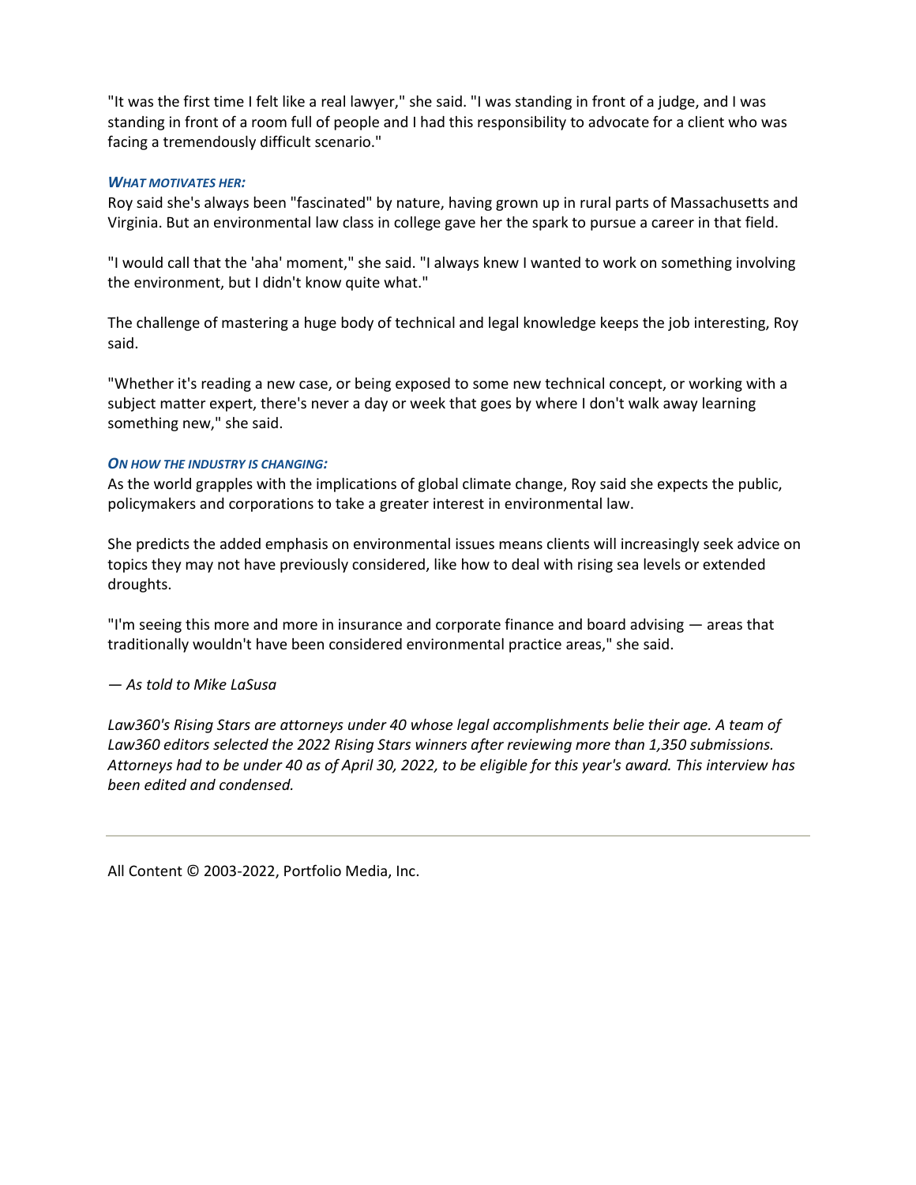"It was the first time I felt like a real lawyer," she said. "I was standing in front of a judge, and I was standing in front of a room full of people and I had this responsibility to advocate for a client who was facing a tremendously difficult scenario."

***WHAT MOTIVATES HER:***

Roy said she's always been "fascinated" by nature, having grown up in rural parts of Massachusetts and Virginia. But an environmental law class in college gave her the spark to pursue a career in that field.

"I would call that the 'aha' moment," she said. "I always knew I wanted to work on something involving the environment, but I didn't know quite what."

The challenge of mastering a huge body of technical and legal knowledge keeps the job interesting, Roy said.

"Whether it's reading a new case, or being exposed to some new technical concept, or working with a subject matter expert, there's never a day or week that goes by where I don't walk away learning something new," she said.

***ON HOW THE INDUSTRY IS CHANGING:***

As the world grapples with the implications of global climate change, Roy said she expects the public, policymakers and corporations to take a greater interest in environmental law.

She predicts the added emphasis on environmental issues means clients will increasingly seek advice on topics they may not have previously considered, like how to deal with rising sea levels or extended droughts.

"I'm seeing this more and more in insurance and corporate finance and board advising — areas that traditionally wouldn't have been considered environmental practice areas," she said.

*— As told to Mike LaSusa*

*Law360's Rising Stars are attorneys under 40 whose legal accomplishments belie their age. A team of Law360 editors selected the 2022 Rising Stars winners after reviewing more than 1,350 submissions. Attorneys had to be under 40 as of April 30, 2022, to be eligible for this year's award. This interview has been edited and condensed.*

---

All Content © 2003-2022, Portfolio Media, Inc.